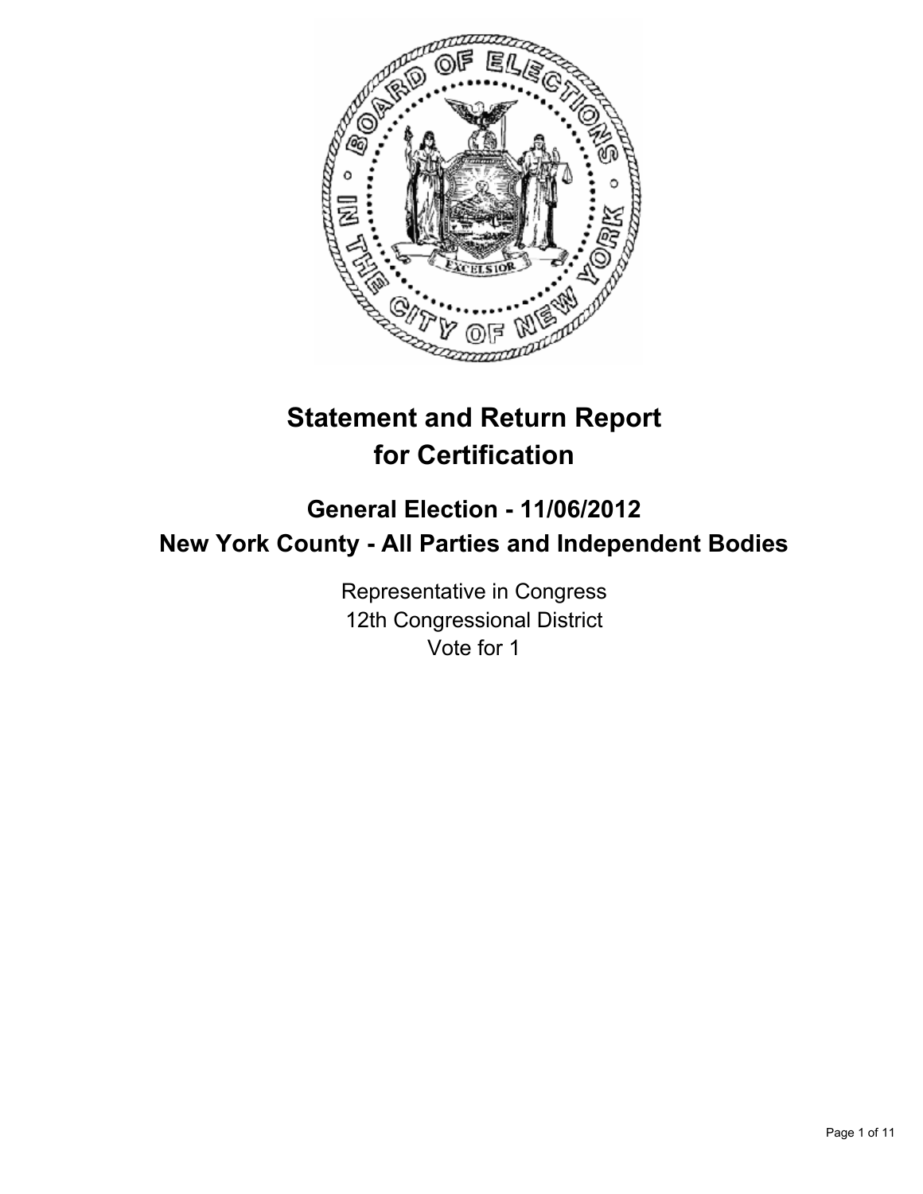# Statement and Return Report for Certification

## General Election - 11/06/2012
## New York County - All Parties and Independent Bodies

Representative in Congress
12th Congressional District
Vote for 1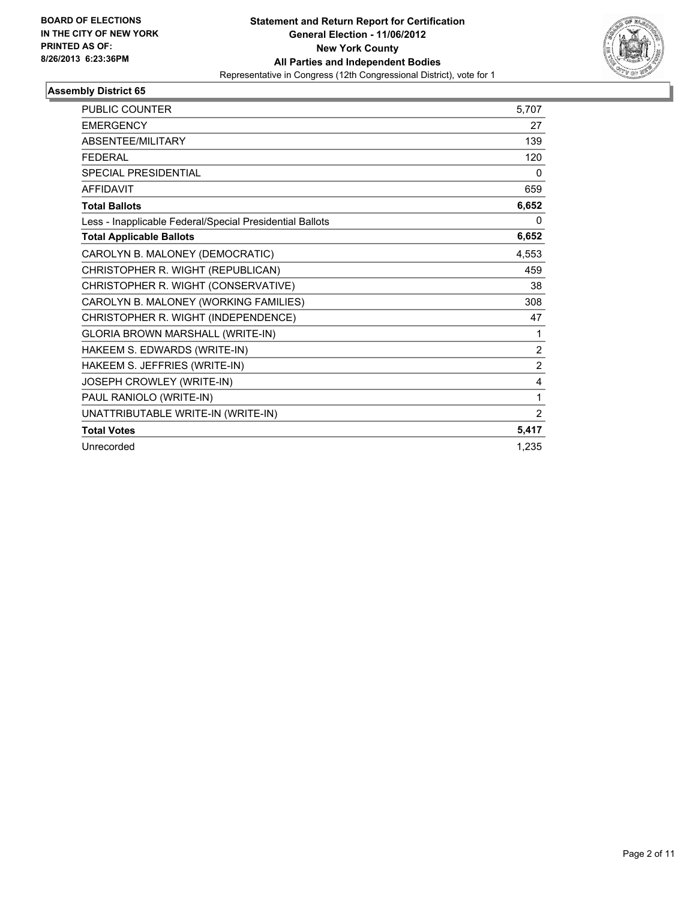**BOARD OF ELECTIONS IN THE CITY OF NEW YORK PRINTED AS OF: 8/26/2013 6:23:36PM**

**Statement and Return Report for Certification**
**General Election - 11/06/2012**
**New York County**
**All Parties and Independent Bodies**
Representative in Congress (12th Congressional District), vote for 1

## Assembly District 65

| | |
|---|---|
| PUBLIC COUNTER | 5,707 |
| EMERGENCY | 27 |
| ABSENTEE/MILITARY | 139 |
| FEDERAL | 120 |
| SPECIAL PRESIDENTIAL | 0 |
| AFFIDAVIT | 659 |
| **Total Ballots** | **6,652** |
| Less - Inapplicable Federal/Special Presidential Ballots | 0 |
| **Total Applicable Ballots** | **6,652** |
| CAROLYN B. MALONEY (DEMOCRATIC) | 4,553 |
| CHRISTOPHER R. WIGHT (REPUBLICAN) | 459 |
| CHRISTOPHER R. WIGHT (CONSERVATIVE) | 38 |
| CAROLYN B. MALONEY (WORKING FAMILIES) | 308 |
| CHRISTOPHER R. WIGHT (INDEPENDENCE) | 47 |
| GLORIA BROWN MARSHALL (WRITE-IN) | 1 |
| HAKEEM S. EDWARDS (WRITE-IN) | 2 |
| HAKEEM S. JEFFRIES (WRITE-IN) | 2 |
| JOSEPH CROWLEY (WRITE-IN) | 4 |
| PAUL RANIOLO (WRITE-IN) | 1 |
| UNATTRIBUTABLE WRITE-IN (WRITE-IN) | 2 |
| **Total Votes** | **5,417** |
| Unrecorded | 1,235 |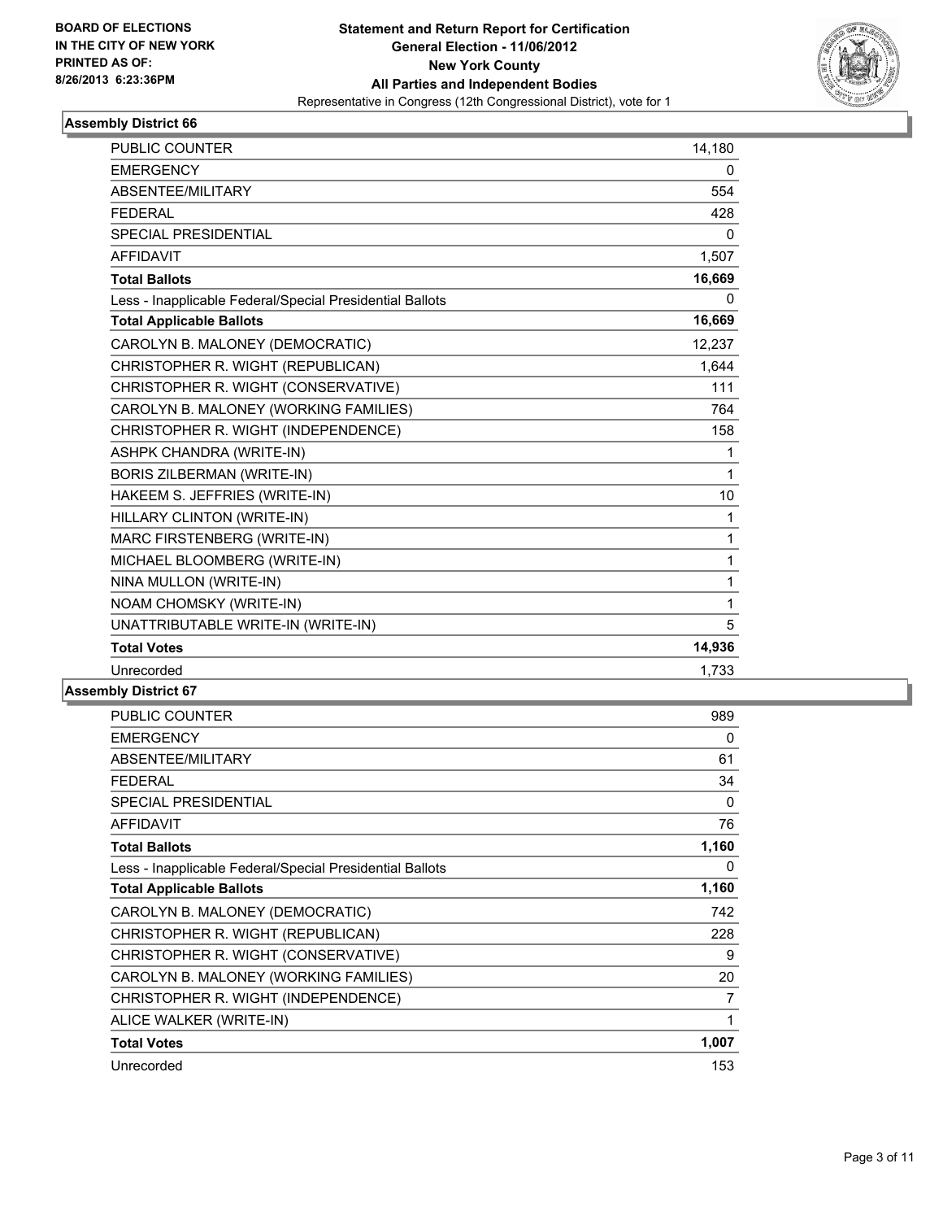**BOARD OF ELECTIONS IN THE CITY OF NEW YORK PRINTED AS OF: 8/26/2013 6:23:36PM**

**Statement and Return Report for Certification General Election - 11/06/2012 New York County All Parties and Independent Bodies**
Representative in Congress (12th Congressional District), vote for 1

### Assembly District 66

| | |
|---|---|
| PUBLIC COUNTER | 14,180 |
| EMERGENCY | 0 |
| ABSENTEE/MILITARY | 554 |
| FEDERAL | 428 |
| SPECIAL PRESIDENTIAL | 0 |
| AFFIDAVIT | 1,507 |
| **Total Ballots** | **16,669** |
| Less - Inapplicable Federal/Special Presidential Ballots | 0 |
| **Total Applicable Ballots** | **16,669** |
| CAROLYN B. MALONEY (DEMOCRATIC) | 12,237 |
| CHRISTOPHER R. WIGHT (REPUBLICAN) | 1,644 |
| CHRISTOPHER R. WIGHT (CONSERVATIVE) | 111 |
| CAROLYN B. MALONEY (WORKING FAMILIES) | 764 |
| CHRISTOPHER R. WIGHT (INDEPENDENCE) | 158 |
| ASHPK CHANDRA (WRITE-IN) | 1 |
| BORIS ZILBERMAN (WRITE-IN) | 1 |
| HAKEEM S. JEFFRIES (WRITE-IN) | 10 |
| HILLARY CLINTON (WRITE-IN) | 1 |
| MARC FIRSTENBERG (WRITE-IN) | 1 |
| MICHAEL BLOOMBERG (WRITE-IN) | 1 |
| NINA MULLON (WRITE-IN) | 1 |
| NOAM CHOMSKY (WRITE-IN) | 1 |
| UNATTRIBUTABLE WRITE-IN (WRITE-IN) | 5 |
| **Total Votes** | **14,936** |
| Unrecorded | 1,733 |

### Assembly District 67

| | |
|---|---|
| PUBLIC COUNTER | 989 |
| EMERGENCY | 0 |
| ABSENTEE/MILITARY | 61 |
| FEDERAL | 34 |
| SPECIAL PRESIDENTIAL | 0 |
| AFFIDAVIT | 76 |
| **Total Ballots** | **1,160** |
| Less - Inapplicable Federal/Special Presidential Ballots | 0 |
| **Total Applicable Ballots** | **1,160** |
| CAROLYN B. MALONEY (DEMOCRATIC) | 742 |
| CHRISTOPHER R. WIGHT (REPUBLICAN) | 228 |
| CHRISTOPHER R. WIGHT (CONSERVATIVE) | 9 |
| CAROLYN B. MALONEY (WORKING FAMILIES) | 20 |
| CHRISTOPHER R. WIGHT (INDEPENDENCE) | 7 |
| ALICE WALKER (WRITE-IN) | 1 |
| **Total Votes** | **1,007** |
| Unrecorded | 153 |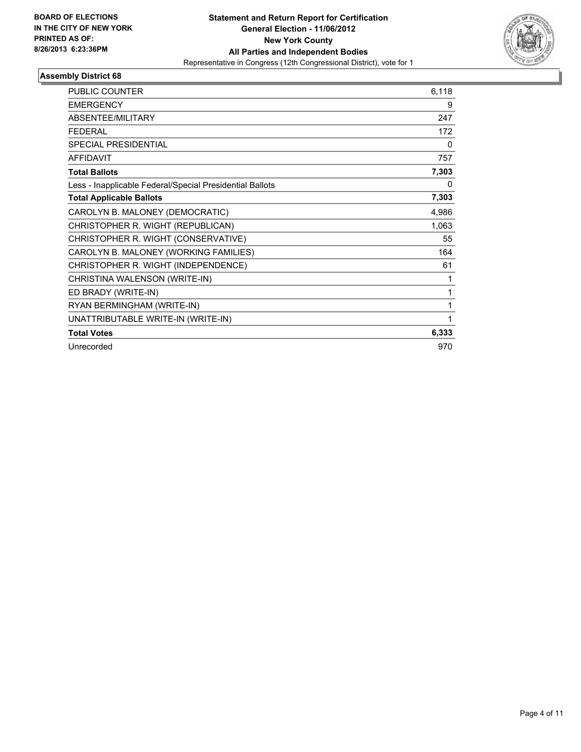BOARD OF ELECTIONS
IN THE CITY OF NEW YORK
PRINTED AS OF:
8/26/2013 6:23:36PM

**Statement and Return Report for Certification**
**General Election - 11/06/2012**
**New York County**
**All Parties and Independent Bodies**
Representative in Congress (12th Congressional District), vote for 1

## Assembly District 68

| | |
|---|---|
| PUBLIC COUNTER | 6,118 |
| EMERGENCY | 9 |
| ABSENTEE/MILITARY | 247 |
| FEDERAL | 172 |
| SPECIAL PRESIDENTIAL | 0 |
| AFFIDAVIT | 757 |
| **Total Ballots** | **7,303** |
| Less - Inapplicable Federal/Special Presidential Ballots | 0 |
| **Total Applicable Ballots** | **7,303** |
| CAROLYN B. MALONEY (DEMOCRATIC) | 4,986 |
| CHRISTOPHER R. WIGHT (REPUBLICAN) | 1,063 |
| CHRISTOPHER R. WIGHT (CONSERVATIVE) | 55 |
| CAROLYN B. MALONEY (WORKING FAMILIES) | 164 |
| CHRISTOPHER R. WIGHT (INDEPENDENCE) | 61 |
| CHRISTINA WALENSON (WRITE-IN) | 1 |
| ED BRADY (WRITE-IN) | 1 |
| RYAN BERMINGHAM (WRITE-IN) | 1 |
| UNATTRIBUTABLE WRITE-IN (WRITE-IN) | 1 |
| **Total Votes** | **6,333** |
| Unrecorded | 970 |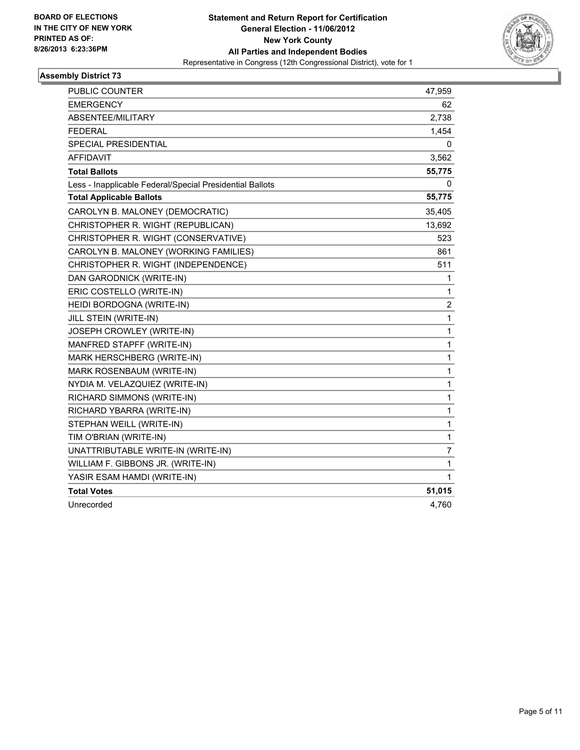**BOARD OF ELECTIONS IN THE CITY OF NEW YORK PRINTED AS OF: 8/26/2013 6:23:36PM**

**Statement and Return Report for Certification**
**General Election - 11/06/2012**
**New York County**
**All Parties and Independent Bodies**
Representative in Congress (12th Congressional District), vote for 1

### Assembly District 73

| | |
|---|---|
| PUBLIC COUNTER | 47,959 |
| EMERGENCY | 62 |
| ABSENTEE/MILITARY | 2,738 |
| FEDERAL | 1,454 |
| SPECIAL PRESIDENTIAL | 0 |
| AFFIDAVIT | 3,562 |
| **Total Ballots** | **55,775** |
| Less - Inapplicable Federal/Special Presidential Ballots | 0 |
| **Total Applicable Ballots** | **55,775** |
| CAROLYN B. MALONEY (DEMOCRATIC) | 35,405 |
| CHRISTOPHER R. WIGHT (REPUBLICAN) | 13,692 |
| CHRISTOPHER R. WIGHT (CONSERVATIVE) | 523 |
| CAROLYN B. MALONEY (WORKING FAMILIES) | 861 |
| CHRISTOPHER R. WIGHT (INDEPENDENCE) | 511 |
| DAN GARODNICK (WRITE-IN) | 1 |
| ERIC COSTELLO (WRITE-IN) | 1 |
| HEIDI BORDOGNA (WRITE-IN) | 2 |
| JILL STEIN (WRITE-IN) | 1 |
| JOSEPH CROWLEY (WRITE-IN) | 1 |
| MANFRED STAPFF (WRITE-IN) | 1 |
| MARK HERSCHBERG (WRITE-IN) | 1 |
| MARK ROSENBAUM (WRITE-IN) | 1 |
| NYDIA M. VELAZQUIEZ (WRITE-IN) | 1 |
| RICHARD SIMMONS (WRITE-IN) | 1 |
| RICHARD YBARRA (WRITE-IN) | 1 |
| STEPHAN WEILL (WRITE-IN) | 1 |
| TIM O'BRIAN (WRITE-IN) | 1 |
| UNATTRIBUTABLE WRITE-IN (WRITE-IN) | 7 |
| WILLIAM F. GIBBONS JR. (WRITE-IN) | 1 |
| YASIR ESAM HAMDI (WRITE-IN) | 1 |
| **Total Votes** | **51,015** |
| Unrecorded | 4,760 |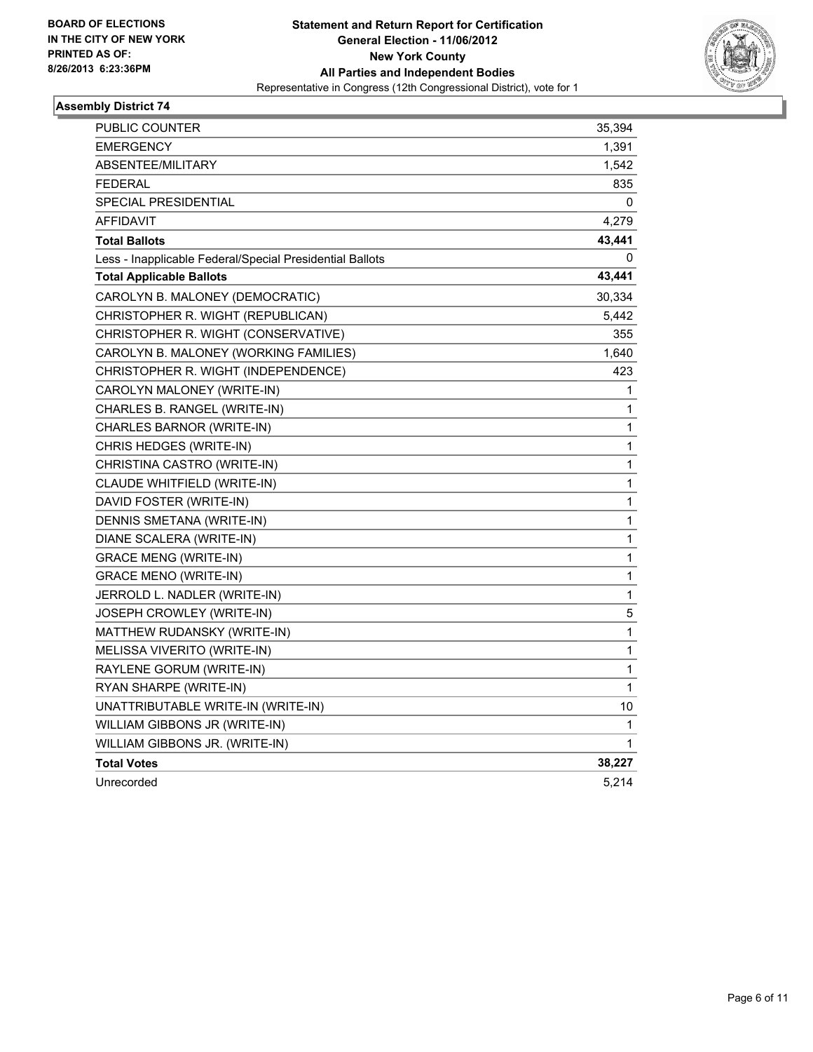**BOARD OF ELECTIONS IN THE CITY OF NEW YORK PRINTED AS OF: 8/26/2013 6:23:36PM**

**Statement and Return Report for Certification**
**General Election - 11/06/2012**
**New York County**
**All Parties and Independent Bodies**
Representative in Congress (12th Congressional District), vote for 1

## Assembly District 74

| | |
|---|---|
| PUBLIC COUNTER | 35,394 |
| EMERGENCY | 1,391 |
| ABSENTEE/MILITARY | 1,542 |
| FEDERAL | 835 |
| SPECIAL PRESIDENTIAL | 0 |
| AFFIDAVIT | 4,279 |
| **Total Ballots** | **43,441** |
| Less - Inapplicable Federal/Special Presidential Ballots | 0 |
| **Total Applicable Ballots** | **43,441** |
| CAROLYN B. MALONEY (DEMOCRATIC) | 30,334 |
| CHRISTOPHER R. WIGHT (REPUBLICAN) | 5,442 |
| CHRISTOPHER R. WIGHT (CONSERVATIVE) | 355 |
| CAROLYN B. MALONEY (WORKING FAMILIES) | 1,640 |
| CHRISTOPHER R. WIGHT (INDEPENDENCE) | 423 |
| CAROLYN MALONEY (WRITE-IN) | 1 |
| CHARLES B. RANGEL (WRITE-IN) | 1 |
| CHARLES BARNOR (WRITE-IN) | 1 |
| CHRIS HEDGES (WRITE-IN) | 1 |
| CHRISTINA CASTRO (WRITE-IN) | 1 |
| CLAUDE WHITFIELD (WRITE-IN) | 1 |
| DAVID FOSTER (WRITE-IN) | 1 |
| DENNIS SMETANA (WRITE-IN) | 1 |
| DIANE SCALERA (WRITE-IN) | 1 |
| GRACE MENG (WRITE-IN) | 1 |
| GRACE MENO (WRITE-IN) | 1 |
| JERROLD L. NADLER (WRITE-IN) | 1 |
| JOSEPH CROWLEY (WRITE-IN) | 5 |
| MATTHEW RUDANSKY (WRITE-IN) | 1 |
| MELISSA VIVERITO (WRITE-IN) | 1 |
| RAYLENE GORUM (WRITE-IN) | 1 |
| RYAN SHARPE (WRITE-IN) | 1 |
| UNATTRIBUTABLE WRITE-IN (WRITE-IN) | 10 |
| WILLIAM GIBBONS JR (WRITE-IN) | 1 |
| WILLIAM GIBBONS JR. (WRITE-IN) | 1 |
| **Total Votes** | **38,227** |
| Unrecorded | 5,214 |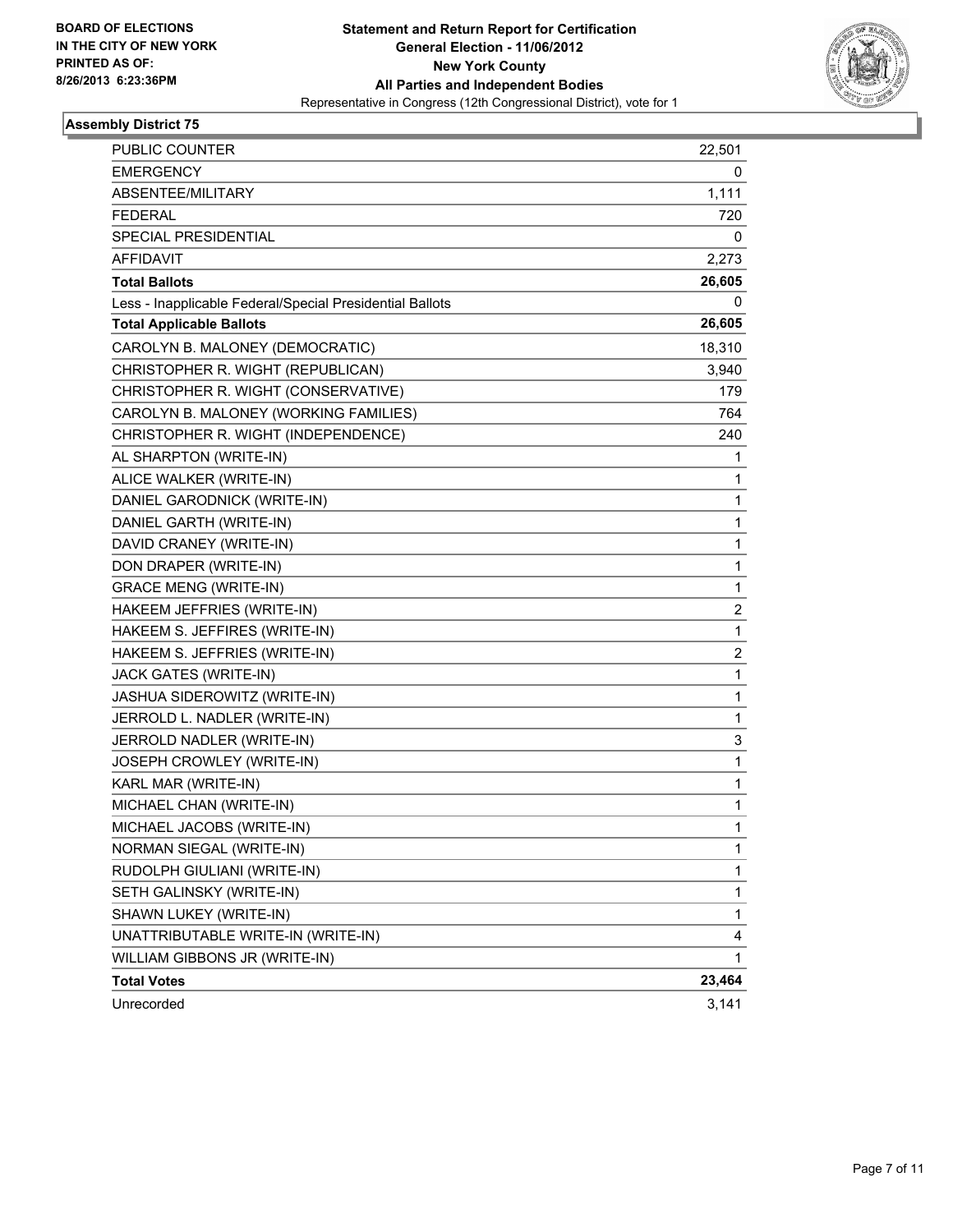**BOARD OF ELECTIONS IN THE CITY OF NEW YORK PRINTED AS OF: 8/26/2013 6:23:36PM**

**Statement and Return Report for Certification**
**General Election - 11/06/2012**
**New York County**
**All Parties and Independent Bodies**
Representative in Congress (12th Congressional District), vote for 1

## Assembly District 75

| | |
|---|---|
| PUBLIC COUNTER | 22,501 |
| EMERGENCY | 0 |
| ABSENTEE/MILITARY | 1,111 |
| FEDERAL | 720 |
| SPECIAL PRESIDENTIAL | 0 |
| AFFIDAVIT | 2,273 |
| **Total Ballots** | **26,605** |
| Less - Inapplicable Federal/Special Presidential Ballots | 0 |
| **Total Applicable Ballots** | **26,605** |
| CAROLYN B. MALONEY (DEMOCRATIC) | 18,310 |
| CHRISTOPHER R. WIGHT (REPUBLICAN) | 3,940 |
| CHRISTOPHER R. WIGHT (CONSERVATIVE) | 179 |
| CAROLYN B. MALONEY (WORKING FAMILIES) | 764 |
| CHRISTOPHER R. WIGHT (INDEPENDENCE) | 240 |
| AL SHARPTON (WRITE-IN) | 1 |
| ALICE WALKER (WRITE-IN) | 1 |
| DANIEL GARODNICK (WRITE-IN) | 1 |
| DANIEL GARTH (WRITE-IN) | 1 |
| DAVID CRANEY (WRITE-IN) | 1 |
| DON DRAPER (WRITE-IN) | 1 |
| GRACE MENG (WRITE-IN) | 1 |
| HAKEEM JEFFRIES (WRITE-IN) | 2 |
| HAKEEM S. JEFFIRES (WRITE-IN) | 1 |
| HAKEEM S. JEFFRIES (WRITE-IN) | 2 |
| JACK GATES (WRITE-IN) | 1 |
| JASHUA SIDEROWITZ (WRITE-IN) | 1 |
| JERROLD L. NADLER (WRITE-IN) | 1 |
| JERROLD NADLER (WRITE-IN) | 3 |
| JOSEPH CROWLEY (WRITE-IN) | 1 |
| KARL MAR (WRITE-IN) | 1 |
| MICHAEL CHAN (WRITE-IN) | 1 |
| MICHAEL JACOBS (WRITE-IN) | 1 |
| NORMAN SIEGAL (WRITE-IN) | 1 |
| RUDOLPH GIULIANI (WRITE-IN) | 1 |
| SETH GALINSKY (WRITE-IN) | 1 |
| SHAWN LUKEY (WRITE-IN) | 1 |
| UNATTRIBUTABLE WRITE-IN (WRITE-IN) | 4 |
| WILLIAM GIBBONS JR (WRITE-IN) | 1 |
| **Total Votes** | **23,464** |
| Unrecorded | 3,141 |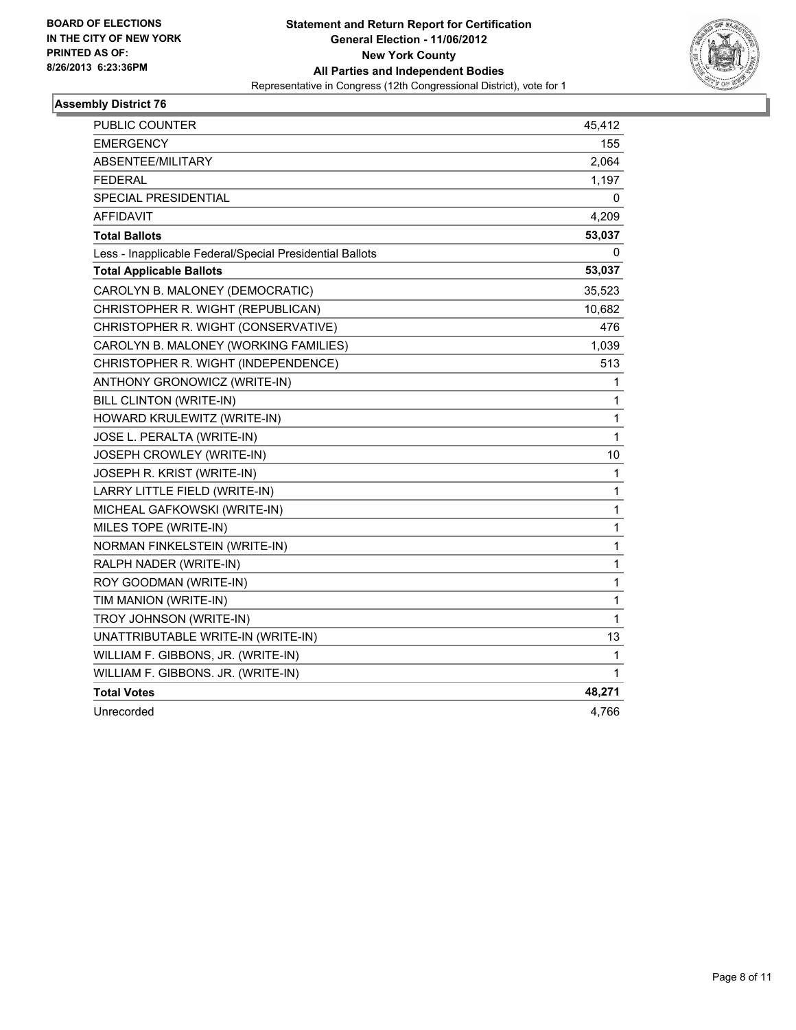**BOARD OF ELECTIONS IN THE CITY OF NEW YORK PRINTED AS OF: 8/26/2013 6:23:36PM**

# Statement and Return Report for Certification
## General Election - 11/06/2012
## New York County
## All Parties and Independent Bodies
Representative in Congress (12th Congressional District), vote for 1

### Assembly District 76

| | |
|---|---|
| PUBLIC COUNTER | 45,412 |
| EMERGENCY | 155 |
| ABSENTEE/MILITARY | 2,064 |
| FEDERAL | 1,197 |
| SPECIAL PRESIDENTIAL | 0 |
| AFFIDAVIT | 4,209 |
| **Total Ballots** | **53,037** |
| Less - Inapplicable Federal/Special Presidential Ballots | 0 |
| **Total Applicable Ballots** | **53,037** |
| CAROLYN B. MALONEY (DEMOCRATIC) | 35,523 |
| CHRISTOPHER R. WIGHT (REPUBLICAN) | 10,682 |
| CHRISTOPHER R. WIGHT (CONSERVATIVE) | 476 |
| CAROLYN B. MALONEY (WORKING FAMILIES) | 1,039 |
| CHRISTOPHER R. WIGHT (INDEPENDENCE) | 513 |
| ANTHONY GRONOWICZ (WRITE-IN) | 1 |
| BILL CLINTON (WRITE-IN) | 1 |
| HOWARD KRULEWITZ (WRITE-IN) | 1 |
| JOSE L. PERALTA (WRITE-IN) | 1 |
| JOSEPH CROWLEY (WRITE-IN) | 10 |
| JOSEPH R. KRIST (WRITE-IN) | 1 |
| LARRY LITTLE FIELD (WRITE-IN) | 1 |
| MICHEAL GAFKOWSKI (WRITE-IN) | 1 |
| MILES TOPE (WRITE-IN) | 1 |
| NORMAN FINKELSTEIN (WRITE-IN) | 1 |
| RALPH NADER (WRITE-IN) | 1 |
| ROY GOODMAN (WRITE-IN) | 1 |
| TIM MANION (WRITE-IN) | 1 |
| TROY JOHNSON (WRITE-IN) | 1 |
| UNATTRIBUTABLE WRITE-IN (WRITE-IN) | 13 |
| WILLIAM F. GIBBONS, JR. (WRITE-IN) | 1 |
| WILLIAM F. GIBBONS. JR. (WRITE-IN) | 1 |
| **Total Votes** | **48,271** |
| Unrecorded | 4,766 |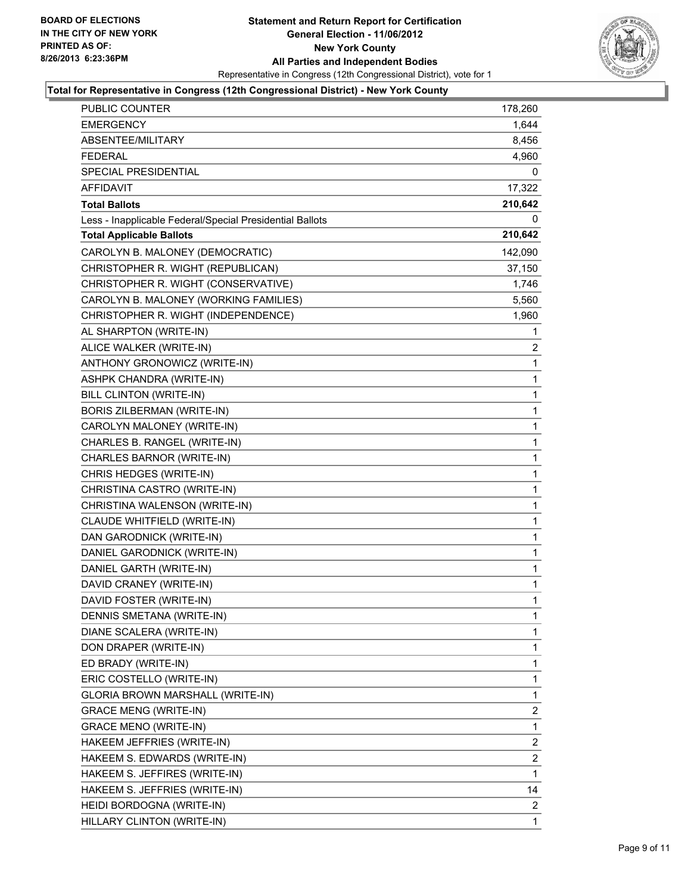**BOARD OF ELECTIONS IN THE CITY OF NEW YORK PRINTED AS OF: 8/26/2013 6:23:36PM**

# Statement and Return Report for Certification
## General Election - 11/06/2012
## New York County
## All Parties and Independent Bodies

Representative in Congress (12th Congressional District), vote for 1

### Total for Representative in Congress (12th Congressional District) - New York County

| | |
|---|---|
| PUBLIC COUNTER | 178,260 |
| EMERGENCY | 1,644 |
| ABSENTEE/MILITARY | 8,456 |
| FEDERAL | 4,960 |
| SPECIAL PRESIDENTIAL | 0 |
| AFFIDAVIT | 17,322 |
| **Total Ballots** | **210,642** |
| Less - Inapplicable Federal/Special Presidential Ballots | 0 |
| **Total Applicable Ballots** | **210,642** |
| CAROLYN B. MALONEY (DEMOCRATIC) | 142,090 |
| CHRISTOPHER R. WIGHT (REPUBLICAN) | 37,150 |
| CHRISTOPHER R. WIGHT (CONSERVATIVE) | 1,746 |
| CAROLYN B. MALONEY (WORKING FAMILIES) | 5,560 |
| CHRISTOPHER R. WIGHT (INDEPENDENCE) | 1,960 |
| AL SHARPTON (WRITE-IN) | 1 |
| ALICE WALKER (WRITE-IN) | 2 |
| ANTHONY GRONOWICZ (WRITE-IN) | 1 |
| ASHPK CHANDRA (WRITE-IN) | 1 |
| BILL CLINTON (WRITE-IN) | 1 |
| BORIS ZILBERMAN (WRITE-IN) | 1 |
| CAROLYN MALONEY (WRITE-IN) | 1 |
| CHARLES B. RANGEL (WRITE-IN) | 1 |
| CHARLES BARNOR (WRITE-IN) | 1 |
| CHRIS HEDGES (WRITE-IN) | 1 |
| CHRISTINA CASTRO (WRITE-IN) | 1 |
| CHRISTINA WALENSON (WRITE-IN) | 1 |
| CLAUDE WHITFIELD (WRITE-IN) | 1 |
| DAN GARODNICK (WRITE-IN) | 1 |
| DANIEL GARODNICK (WRITE-IN) | 1 |
| DANIEL GARTH (WRITE-IN) | 1 |
| DAVID CRANEY (WRITE-IN) | 1 |
| DAVID FOSTER (WRITE-IN) | 1 |
| DENNIS SMETANA (WRITE-IN) | 1 |
| DIANE SCALERA (WRITE-IN) | 1 |
| DON DRAPER (WRITE-IN) | 1 |
| ED BRADY (WRITE-IN) | 1 |
| ERIC COSTELLO (WRITE-IN) | 1 |
| GLORIA BROWN MARSHALL (WRITE-IN) | 1 |
| GRACE MENG (WRITE-IN) | 2 |
| GRACE MENO (WRITE-IN) | 1 |
| HAKEEM JEFFRIES (WRITE-IN) | 2 |
| HAKEEM S. EDWARDS (WRITE-IN) | 2 |
| HAKEEM S. JEFFIRES (WRITE-IN) | 1 |
| HAKEEM S. JEFFRIES (WRITE-IN) | 14 |
| HEIDI BORDOGNA (WRITE-IN) | 2 |
| HILLARY CLINTON (WRITE-IN) | 1 |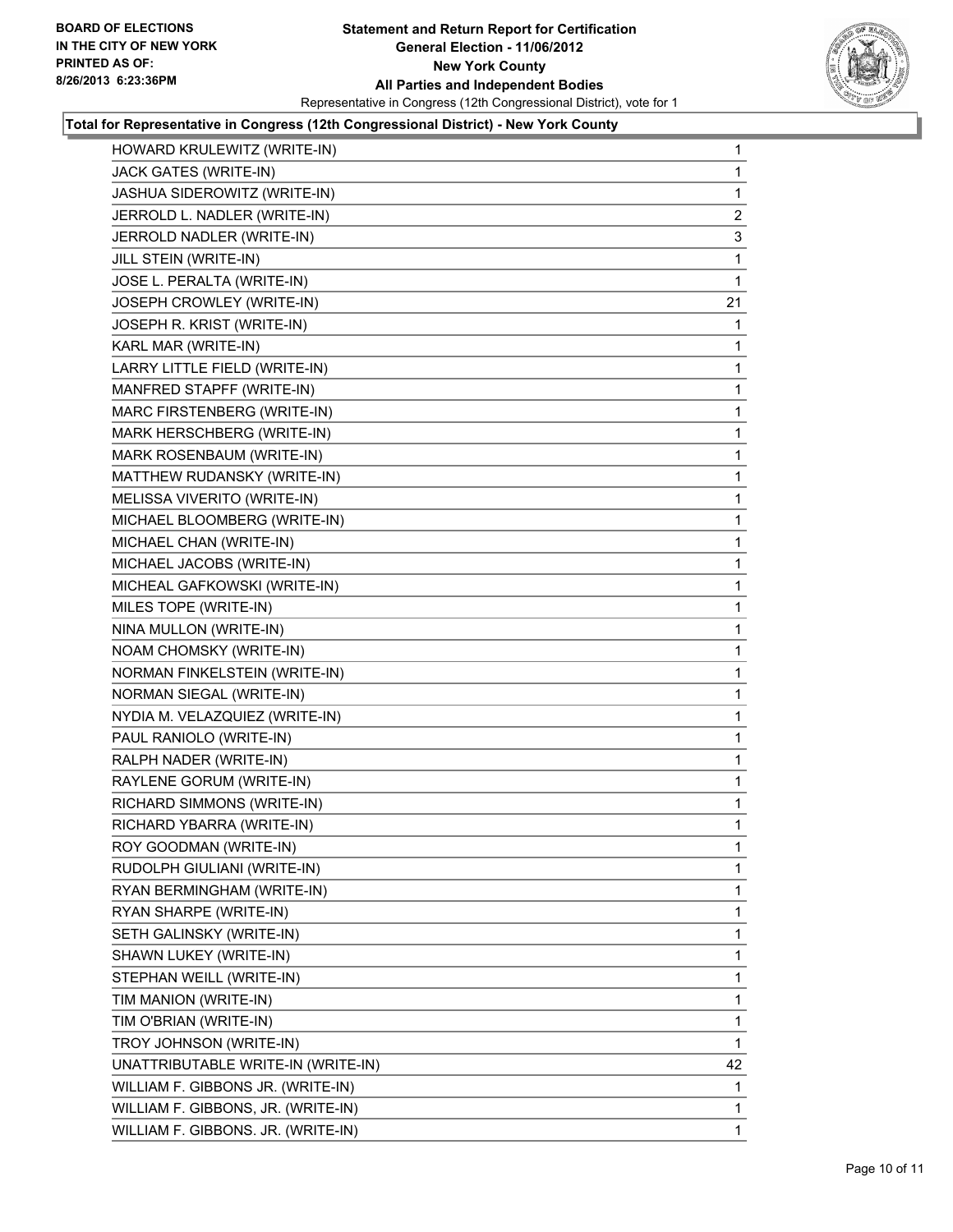**Total for Representative in Congress (12th Congressional District) - New York County**

| Candidate | Votes |
|---|---|
| HOWARD KRULEWITZ (WRITE-IN) | 1 |
| JACK GATES (WRITE-IN) | 1 |
| JASHUA SIDEROWITZ (WRITE-IN) | 1 |
| JERROLD L. NADLER (WRITE-IN) | 2 |
| JERROLD NADLER (WRITE-IN) | 3 |
| JILL STEIN (WRITE-IN) | 1 |
| JOSE L. PERALTA (WRITE-IN) | 1 |
| JOSEPH CROWLEY (WRITE-IN) | 21 |
| JOSEPH R. KRIST (WRITE-IN) | 1 |
| KARL MAR (WRITE-IN) | 1 |
| LARRY LITTLE FIELD (WRITE-IN) | 1 |
| MANFRED STAPFF (WRITE-IN) | 1 |
| MARC FIRSTENBERG (WRITE-IN) | 1 |
| MARK HERSCHBERG (WRITE-IN) | 1 |
| MARK ROSENBAUM (WRITE-IN) | 1 |
| MATTHEW RUDANSKY (WRITE-IN) | 1 |
| MELISSA VIVERITO (WRITE-IN) | 1 |
| MICHAEL BLOOMBERG (WRITE-IN) | 1 |
| MICHAEL CHAN (WRITE-IN) | 1 |
| MICHAEL JACOBS (WRITE-IN) | 1 |
| MICHEAL GAFKOWSKI (WRITE-IN) | 1 |
| MILES TOPE (WRITE-IN) | 1 |
| NINA MULLON (WRITE-IN) | 1 |
| NOAM CHOMSKY (WRITE-IN) | 1 |
| NORMAN FINKELSTEIN (WRITE-IN) | 1 |
| NORMAN SIEGAL (WRITE-IN) | 1 |
| NYDIA M. VELAZQUIEZ (WRITE-IN) | 1 |
| PAUL RANIOLO (WRITE-IN) | 1 |
| RALPH NADER (WRITE-IN) | 1 |
| RAYLENE GORUM (WRITE-IN) | 1 |
| RICHARD SIMMONS (WRITE-IN) | 1 |
| RICHARD YBARRA (WRITE-IN) | 1 |
| ROY GOODMAN (WRITE-IN) | 1 |
| RUDOLPH GIULIANI (WRITE-IN) | 1 |
| RYAN BERMINGHAM (WRITE-IN) | 1 |
| RYAN SHARPE (WRITE-IN) | 1 |
| SETH GALINSKY (WRITE-IN) | 1 |
| SHAWN LUKEY (WRITE-IN) | 1 |
| STEPHAN WEILL (WRITE-IN) | 1 |
| TIM MANION (WRITE-IN) | 1 |
| TIM O'BRIAN (WRITE-IN) | 1 |
| TROY JOHNSON (WRITE-IN) | 1 |
| UNATTRIBUTABLE WRITE-IN (WRITE-IN) | 42 |
| WILLIAM F. GIBBONS JR. (WRITE-IN) | 1 |
| WILLIAM F. GIBBONS, JR. (WRITE-IN) | 1 |
| WILLIAM F. GIBBONS. JR. (WRITE-IN) | 1 |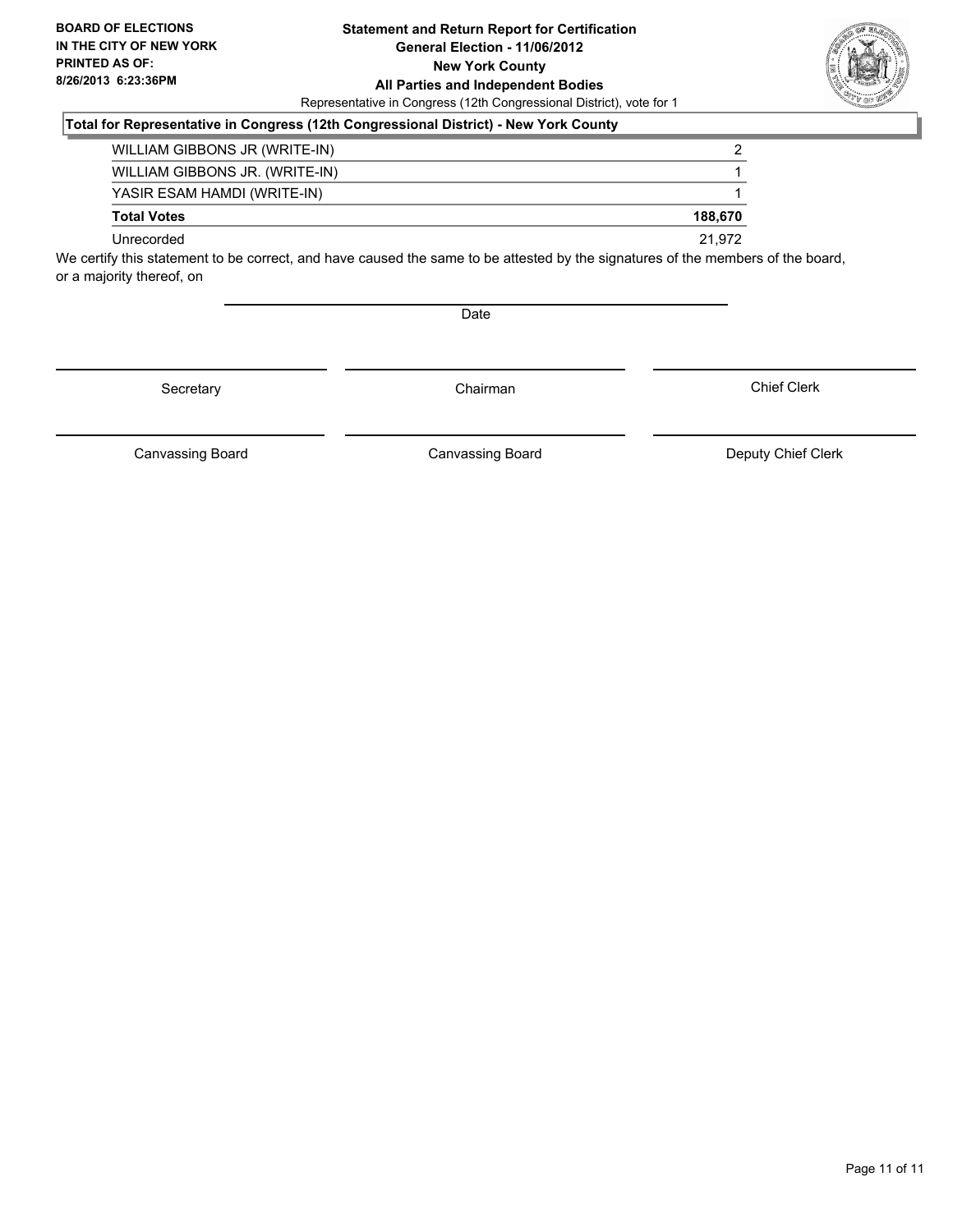**BOARD OF ELECTIONS IN THE CITY OF NEW YORK PRINTED AS OF: 8/26/2013 6:23:36PM**

**Statement and Return Report for Certification**
**General Election - 11/06/2012**
**New York County**
**All Parties and Independent Bodies**
Representative in Congress (12th Congressional District), vote for 1

**Total for Representative in Congress (12th Congressional District) - New York County**

| | |
|---|---|
| WILLIAM GIBBONS JR (WRITE-IN) | 2 |
| WILLIAM GIBBONS JR. (WRITE-IN) | 1 |
| YASIR ESAM HAMDI (WRITE-IN) | 1 |
| **Total Votes** | **188,670** |
| Unrecorded | 21,972 |

We certify this statement to be correct, and have caused the same to be attested by the signatures of the members of the board, or a majority thereof, on

Date

Secretary | Chairman | Chief Clerk

Canvassing Board | Canvassing Board | Deputy Chief Clerk